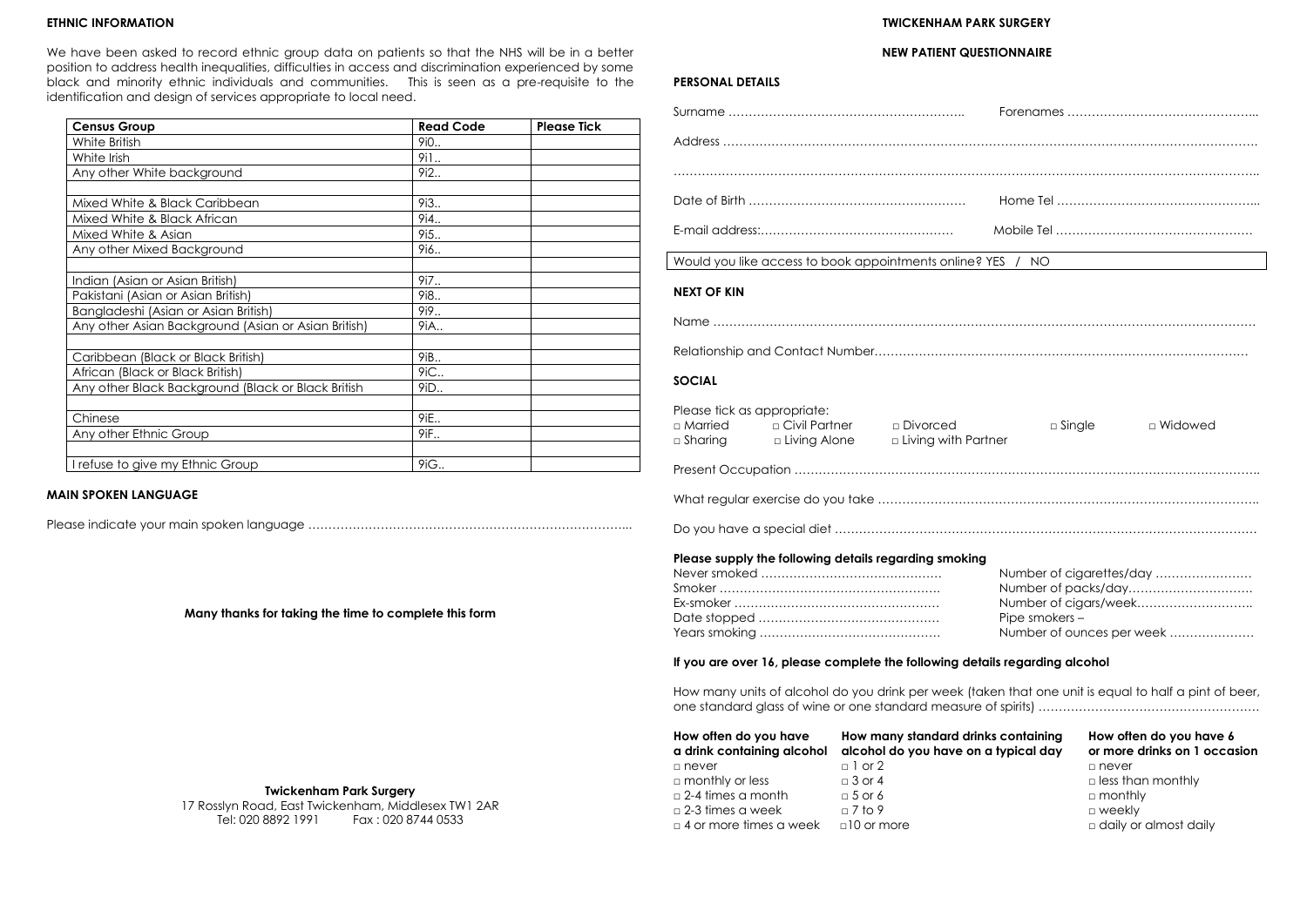## ETHNIC INFORMATION

We have been asked to record ethnic group data on patients so that the NHS will be in a better position to address health inequalities, difficulties in access and discrimination experienced by some black and minority ethnic individuals and communities. This is seen as a pre-requisite to the identification and design of services appropriate to local need.

| Census Group | Read Code | Please Tick |
|---|---|---|
| White British | 9i0.. | |
| White Irish | 9i1.. | |
| Any other White background | 9i2.. | |
| | | |
| Mixed White & Black Caribbean | 9i3.. | |
| Mixed White & Black African | 9i4.. | |
| Mixed White & Asian | 9i5.. | |
| Any other Mixed Background | 9i6.. | |
| | | |
| Indian (Asian or Asian British) | 9i7.. | |
| Pakistani (Asian or Asian British) | 9i8.. | |
| Bangladeshi (Asian or Asian British) | 9i9.. | |
| Any other Asian Background (Asian or Asian British) | 9iA.. | |
| | | |
| Caribbean (Black or Black British) | 9iB.. | |
| African (Black or Black British) | 9iC.. | |
| Any other Black Background (Black or Black British | 9iD.. | |
| | | |
| Chinese | 9iE.. | |
| Any other Ethnic Group | 9iF.. | |
| | | |
| I refuse to give my Ethnic Group | 9iG.. | |

## MAIN SPOKEN LANGUAGE

Please indicate your main spoken language ……………………………………………………………………...

**Many thanks for taking the time to complete this form**

**Twickenham Park Surgery**
17 Rosslyn Road, East Twickenham, Middlesex TW1 2AR
Tel: 020 8892 1991 Fax : 020 8744 0533

# TWICKENHAM PARK SURGERY

## NEW PATIENT QUESTIONNAIRE

### PERSONAL DETAILS

Surname ………………………………………………….. Forenames ………………………………………...

Address ……………………………………………………………………………………………………………

……………………………………………………………………………………………………………………..

Date of Birth ……………………………………………… Home Tel …………………………………………...

E-mail address:………………………………………… Mobile Tel …………………………………………

Would you like access to book appointments online? YES / NO

### NEXT OF KIN

Name ……………………………………………………………………………………………………………

Relationship and Contact Number………………………………………………………………………………

### SOCIAL

Please tick as appropriate:

□ Married □ Civil Partner □ Divorced □ Single □ Widowed
□ Sharing □ Living Alone □ Living with Partner

Present Occupation ……………………………………………………………………………………………..

What regular exercise do you take ……………………………………………………………………………..

Do you have a special diet ……………………………………………………………………………………

**Please supply the following details regarding smoking**

Never smoked ……………………………………… Number of cigarettes/day …………………..
Smoker ……………………………………………… Number of packs/day………………………….
Ex-smoker …………………………………………… Number of cigars/week……………………….
Date stopped ……………………………………… Pipe smokers –
Years smoking ……………………………………… Number of ounces per week …………………

**If you are over 16, please complete the following details regarding alcohol**

How many units of alcohol do you drink per week (taken that one unit is equal to half a pint of beer, one standard glass of wine or one standard measure of spirits) ………………………………………………

| How often do you have a drink containing alcohol | How many standard drinks containing alcohol do you have on a typical day | How often do you have 6 or more drinks on 1 occasion |
|---|---|---|
| □ never | □ 1 or 2 | □ never |
| □ monthly or less | □ 3 or 4 | □ less than monthly |
| □ 2-4 times a month | □ 5 or 6 | □ monthly |
| □ 2-3 times a week | □ 7 to 9 | □ weekly |
| □ 4 or more times a week | □10 or more | □ daily or almost daily |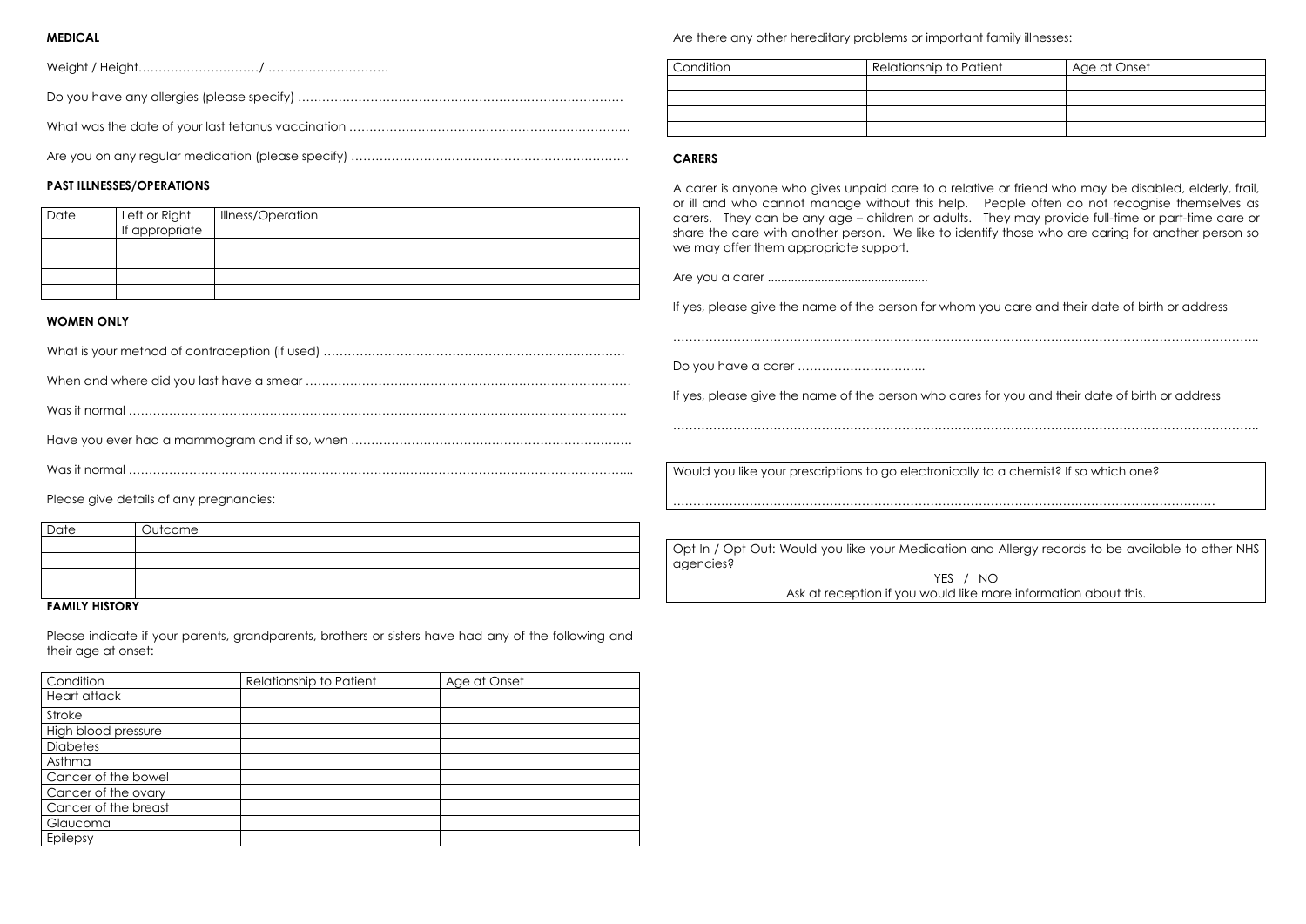## MEDICAL

Weight / Height…………………………/………………………….

Do you have any allergies (please specify) ………………………………………………………………………

What was the date of your last tetanus vaccination ……………………………………………………………

Are you on any regular medication (please specify) ……………………………………………………………

### PAST ILLNESSES/OPERATIONS

| Date | Left or Right If appropriate | Illness/Operation |
|---|---|---|
| | | |
| | | |
| | | |
| | | |

### WOMEN ONLY

What is your method of contraception (if used) …………………………………………………………………

When and where did you last have a smear ………………………………………………………………………

Was it normal ………………………………………………………………………………………………………….

Have you ever had a mammogram and if so, when ……………………………………………………………

Was it normal …………………………………………………………………………………………………………...

Please give details of any pregnancies:

| Date | Outcome |
|---|---|
| | |
| | |
| | |
| | |

### FAMILY HISTORY

Please indicate if your parents, grandparents, brothers or sisters have had any of the following and their age at onset:

| Condition | Relationship to Patient | Age at Onset |
|---|---|---|
| Heart attack | | |
| Stroke | | |
| High blood pressure | | |
| Diabetes | | |
| Asthma | | |
| Cancer of the bowel | | |
| Cancer of the ovary | | |
| Cancer of the breast | | |
| Glaucoma | | |
| Epilepsy | | |

Are there any other hereditary problems or important family illnesses:

| Condition | Relationship to Patient | Age at Onset |
|---|---|---|
| | | |
| | | |
| | | |
| | | |

### CARERS

A carer is anyone who gives unpaid care to a relative or friend who may be disabled, elderly, frail, or ill and who cannot manage without this help. People often do not recognise themselves as carers. They can be any age – children or adults. They may provide full-time or part-time care or share the care with another person. We like to identify those who are caring for another person so we may offer them appropriate support.

Are you a carer ...............................................

If yes, please give the name of the person for whom you care and their date of birth or address

……………………………………………………………………………………………………………………………..

Do you have a carer …………………………..

If yes, please give the name of the person who cares for you and their date of birth or address

……………………………………………………………………………………………………………………………..

Would you like your prescriptions to go electronically to a chemist? If so which one?

…………………………………………………………………………………………………………………………

Opt In / Opt Out: Would you like your Medication and Allergy records to be available to other NHS agencies?

YES / NO

Ask at reception if you would like more information about this.